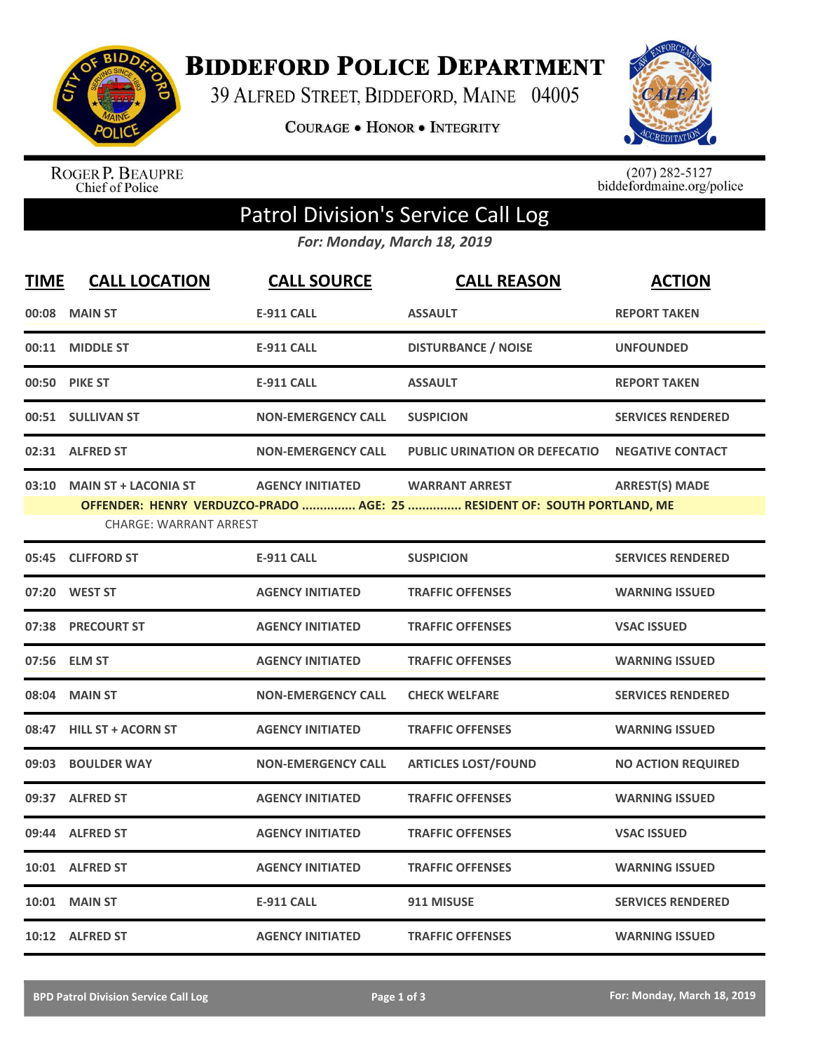# Biddeford Police Department

39 Alfred Street, Biddeford, Maine 04005

Courage • Honor • Integrity

Roger P. Beaupre
Chief of Police

(207) 282-5127
biddefordmaine.org/police

## Patrol Division's Service Call Log

*For: Monday, March 18, 2019*

| TIME | CALL LOCATION | CALL SOURCE | CALL REASON | ACTION |
|---|---|---|---|---|
| 00:08 | MAIN ST | E-911 CALL | ASSAULT | REPORT TAKEN |
| 00:11 | MIDDLE ST | E-911 CALL | DISTURBANCE / NOISE | UNFOUNDED |
| 00:50 | PIKE ST | E-911 CALL | ASSAULT | REPORT TAKEN |
| 00:51 | SULLIVAN ST | NON-EMERGENCY CALL | SUSPICION | SERVICES RENDERED |
| 02:31 | ALFRED ST | NON-EMERGENCY CALL | PUBLIC URINATION OR DEFECATIO | NEGATIVE CONTACT |
| 03:10 | MAIN ST + LACONIA ST | AGENCY INITIATED | WARRANT ARREST | ARREST(S) MADE |
| | OFFENDER: HENRY VERDUZCO-PRADO ............... AGE: 25 ............... RESIDENT OF: SOUTH PORTLAND, ME | | | |
| | CHARGE: WARRANT ARREST | | | |
| 05:45 | CLIFFORD ST | E-911 CALL | SUSPICION | SERVICES RENDERED |
| 07:20 | WEST ST | AGENCY INITIATED | TRAFFIC OFFENSES | WARNING ISSUED |
| 07:38 | PRECOURT ST | AGENCY INITIATED | TRAFFIC OFFENSES | VSAC ISSUED |
| 07:56 | ELM ST | AGENCY INITIATED | TRAFFIC OFFENSES | WARNING ISSUED |
| 08:04 | MAIN ST | NON-EMERGENCY CALL | CHECK WELFARE | SERVICES RENDERED |
| 08:47 | HILL ST + ACORN ST | AGENCY INITIATED | TRAFFIC OFFENSES | WARNING ISSUED |
| 09:03 | BOULDER WAY | NON-EMERGENCY CALL | ARTICLES LOST/FOUND | NO ACTION REQUIRED |
| 09:37 | ALFRED ST | AGENCY INITIATED | TRAFFIC OFFENSES | WARNING ISSUED |
| 09:44 | ALFRED ST | AGENCY INITIATED | TRAFFIC OFFENSES | VSAC ISSUED |
| 10:01 | ALFRED ST | AGENCY INITIATED | TRAFFIC OFFENSES | WARNING ISSUED |
| 10:01 | MAIN ST | E-911 CALL | 911 MISUSE | SERVICES RENDERED |
| 10:12 | ALFRED ST | AGENCY INITIATED | TRAFFIC OFFENSES | WARNING ISSUED |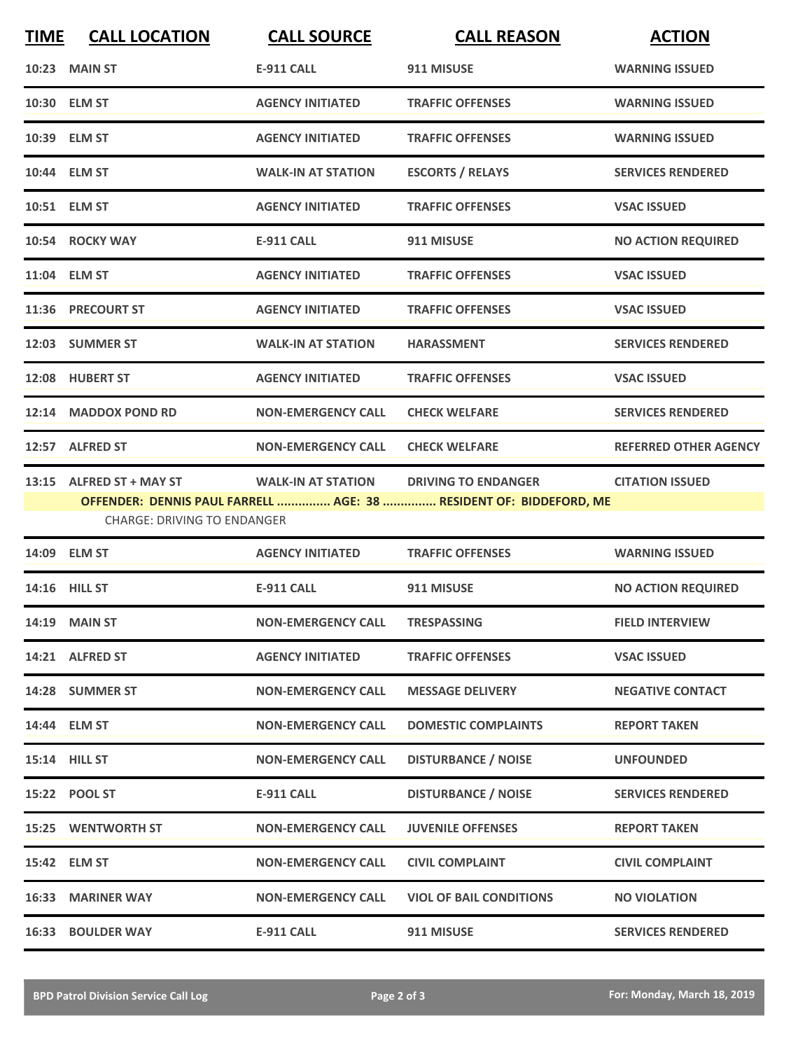| TIME | CALL LOCATION | CALL SOURCE | CALL REASON | ACTION |
|---|---|---|---|---|
| 10:23 | MAIN ST | E-911 CALL | 911 MISUSE | WARNING ISSUED |
| 10:30 | ELM ST | AGENCY INITIATED | TRAFFIC OFFENSES | WARNING ISSUED |
| 10:39 | ELM ST | AGENCY INITIATED | TRAFFIC OFFENSES | WARNING ISSUED |
| 10:44 | ELM ST | WALK-IN AT STATION | ESCORTS / RELAYS | SERVICES RENDERED |
| 10:51 | ELM ST | AGENCY INITIATED | TRAFFIC OFFENSES | VSAC ISSUED |
| 10:54 | ROCKY WAY | E-911 CALL | 911 MISUSE | NO ACTION REQUIRED |
| 11:04 | ELM ST | AGENCY INITIATED | TRAFFIC OFFENSES | VSAC ISSUED |
| 11:36 | PRECOURT ST | AGENCY INITIATED | TRAFFIC OFFENSES | VSAC ISSUED |
| 12:03 | SUMMER ST | WALK-IN AT STATION | HARASSMENT | SERVICES RENDERED |
| 12:08 | HUBERT ST | AGENCY INITIATED | TRAFFIC OFFENSES | VSAC ISSUED |
| 12:14 | MADDOX POND RD | NON-EMERGENCY CALL | CHECK WELFARE | SERVICES RENDERED |
| 12:57 | ALFRED ST | NON-EMERGENCY CALL | CHECK WELFARE | REFERRED OTHER AGENCY |
| 13:15 | ALFRED ST + MAY ST | WALK-IN AT STATION | DRIVING TO ENDANGER | CITATION ISSUED |

**OFFENDER: DENNIS PAUL FARRELL ............... AGE: 38 ............... RESIDENT OF: BIDDEFORD, ME**

CHARGE: DRIVING TO ENDANGER

| TIME | CALL LOCATION | CALL SOURCE | CALL REASON | ACTION |
|---|---|---|---|---|
| 14:09 | ELM ST | AGENCY INITIATED | TRAFFIC OFFENSES | WARNING ISSUED |
| 14:16 | HILL ST | E-911 CALL | 911 MISUSE | NO ACTION REQUIRED |
| 14:19 | MAIN ST | NON-EMERGENCY CALL | TRESPASSING | FIELD INTERVIEW |
| 14:21 | ALFRED ST | AGENCY INITIATED | TRAFFIC OFFENSES | VSAC ISSUED |
| 14:28 | SUMMER ST | NON-EMERGENCY CALL | MESSAGE DELIVERY | NEGATIVE CONTACT |
| 14:44 | ELM ST | NON-EMERGENCY CALL | DOMESTIC COMPLAINTS | REPORT TAKEN |
| 15:14 | HILL ST | NON-EMERGENCY CALL | DISTURBANCE / NOISE | UNFOUNDED |
| 15:22 | POOL ST | E-911 CALL | DISTURBANCE / NOISE | SERVICES RENDERED |
| 15:25 | WENTWORTH ST | NON-EMERGENCY CALL | JUVENILE OFFENSES | REPORT TAKEN |
| 15:42 | ELM ST | NON-EMERGENCY CALL | CIVIL COMPLAINT | CIVIL COMPLAINT |
| 16:33 | MARINER WAY | NON-EMERGENCY CALL | VIOL OF BAIL CONDITIONS | NO VIOLATION |
| 16:33 | BOULDER WAY | E-911 CALL | 911 MISUSE | SERVICES RENDERED |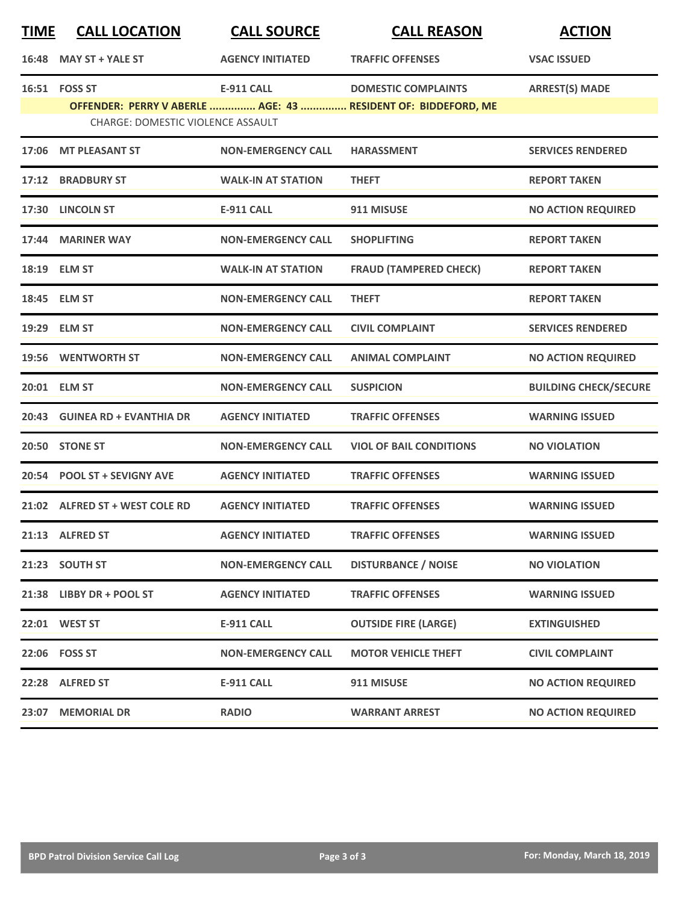| TIME | CALL LOCATION | CALL SOURCE | CALL REASON | ACTION |
|---|---|---|---|---|
| 16:48 | MAY ST + YALE ST | AGENCY INITIATED | TRAFFIC OFFENSES | VSAC ISSUED |
| 16:51 | FOSS ST | E-911 CALL | DOMESTIC COMPLAINTS | ARREST(S) MADE |
| | OFFENDER: PERRY V ABERLE ............... AGE: 43 ............... RESIDENT OF: BIDDEFORD, ME | | | |
| | CHARGE: DOMESTIC VIOLENCE ASSAULT | | | |
| 17:06 | MT PLEASANT ST | NON-EMERGENCY CALL | HARASSMENT | SERVICES RENDERED |
| 17:12 | BRADBURY ST | WALK-IN AT STATION | THEFT | REPORT TAKEN |
| 17:30 | LINCOLN ST | E-911 CALL | 911 MISUSE | NO ACTION REQUIRED |
| 17:44 | MARINER WAY | NON-EMERGENCY CALL | SHOPLIFTING | REPORT TAKEN |
| 18:19 | ELM ST | WALK-IN AT STATION | FRAUD (TAMPERED CHECK) | REPORT TAKEN |
| 18:45 | ELM ST | NON-EMERGENCY CALL | THEFT | REPORT TAKEN |
| 19:29 | ELM ST | NON-EMERGENCY CALL | CIVIL COMPLAINT | SERVICES RENDERED |
| 19:56 | WENTWORTH ST | NON-EMERGENCY CALL | ANIMAL COMPLAINT | NO ACTION REQUIRED |
| 20:01 | ELM ST | NON-EMERGENCY CALL | SUSPICION | BUILDING CHECK/SECURE |
| 20:43 | GUINEA RD + EVANTHIA DR | AGENCY INITIATED | TRAFFIC OFFENSES | WARNING ISSUED |
| 20:50 | STONE ST | NON-EMERGENCY CALL | VIOL OF BAIL CONDITIONS | NO VIOLATION |
| 20:54 | POOL ST + SEVIGNY AVE | AGENCY INITIATED | TRAFFIC OFFENSES | WARNING ISSUED |
| 21:02 | ALFRED ST + WEST COLE RD | AGENCY INITIATED | TRAFFIC OFFENSES | WARNING ISSUED |
| 21:13 | ALFRED ST | AGENCY INITIATED | TRAFFIC OFFENSES | WARNING ISSUED |
| 21:23 | SOUTH ST | NON-EMERGENCY CALL | DISTURBANCE / NOISE | NO VIOLATION |
| 21:38 | LIBBY DR + POOL ST | AGENCY INITIATED | TRAFFIC OFFENSES | WARNING ISSUED |
| 22:01 | WEST ST | E-911 CALL | OUTSIDE FIRE (LARGE) | EXTINGUISHED |
| 22:06 | FOSS ST | NON-EMERGENCY CALL | MOTOR VEHICLE THEFT | CIVIL COMPLAINT |
| 22:28 | ALFRED ST | E-911 CALL | 911 MISUSE | NO ACTION REQUIRED |
| 23:07 | MEMORIAL DR | RADIO | WARRANT ARREST | NO ACTION REQUIRED |